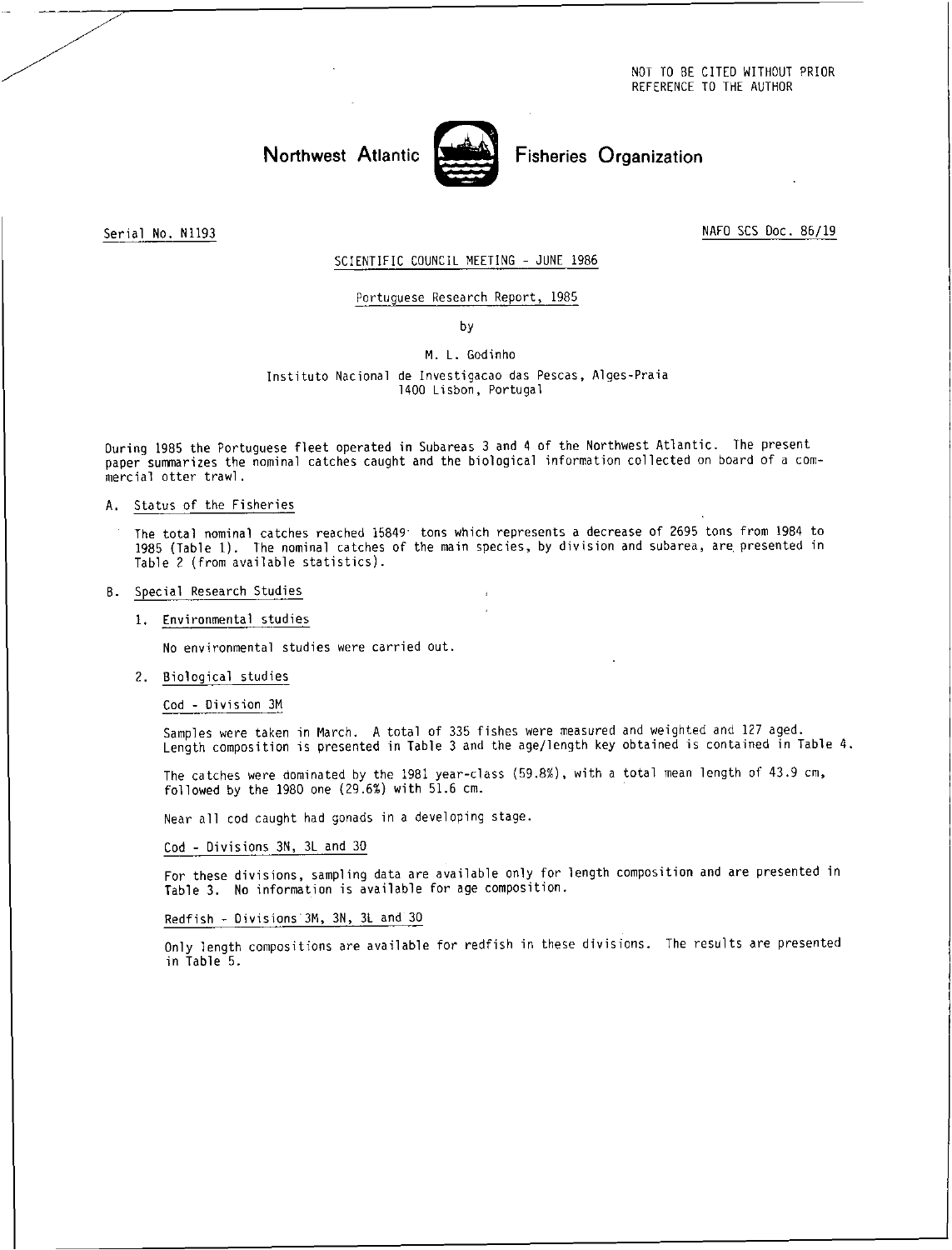NOT TO BE CITED WITHOUT PRIOR
REFERENCE TO THE AUTHOR

Northwest Atlantic Fisheries Organization

Serial No. N1193

NAFO SCS Doc. 86/19

SCIENTIFIC COUNCIL MEETING - JUNE 1986

# Portuguese Research Report, 1985

by

M. L. Godinho

Instituto Nacional de Investigacao das Pescas, Alges-Praia
1400 Lisbon, Portugal

During 1985 the Portuguese fleet operated in Subareas 3 and 4 of the Northwest Atlantic. The present paper summarizes the nominal catches caught and the biological information collected on board of a commercial otter trawl.

## A. Status of the Fisheries

The total nominal catches reached 15849 tons which represents a decrease of 2695 tons from 1984 to 1985 (Table 1). The nominal catches of the main species, by division and subarea, are presented in Table 2 (from available statistics).

## B. Special Research Studies

### 1. Environmental studies

No environmental studies were carried out.

### 2. Biological studies

#### Cod - Division 3M

Samples were taken in March. A total of 335 fishes were measured and weighted and 127 aged. Length composition is presented in Table 3 and the age/length key obtained is contained in Table 4.

The catches were dominated by the 1981 year-class (59.8%), with a total mean length of 43.9 cm, followed by the 1980 one (29.6%) with 51.6 cm.

Near all cod caught had gonads in a developing stage.

#### Cod - Divisions 3N, 3L and 3O

For these divisions, sampling data are available only for length composition and are presented in Table 3. No information is available for age composition.

#### Redfish - Divisions 3M, 3N, 3L and 3O

Only length compositions are available for redfish in these divisions. The results are presented in Table 5.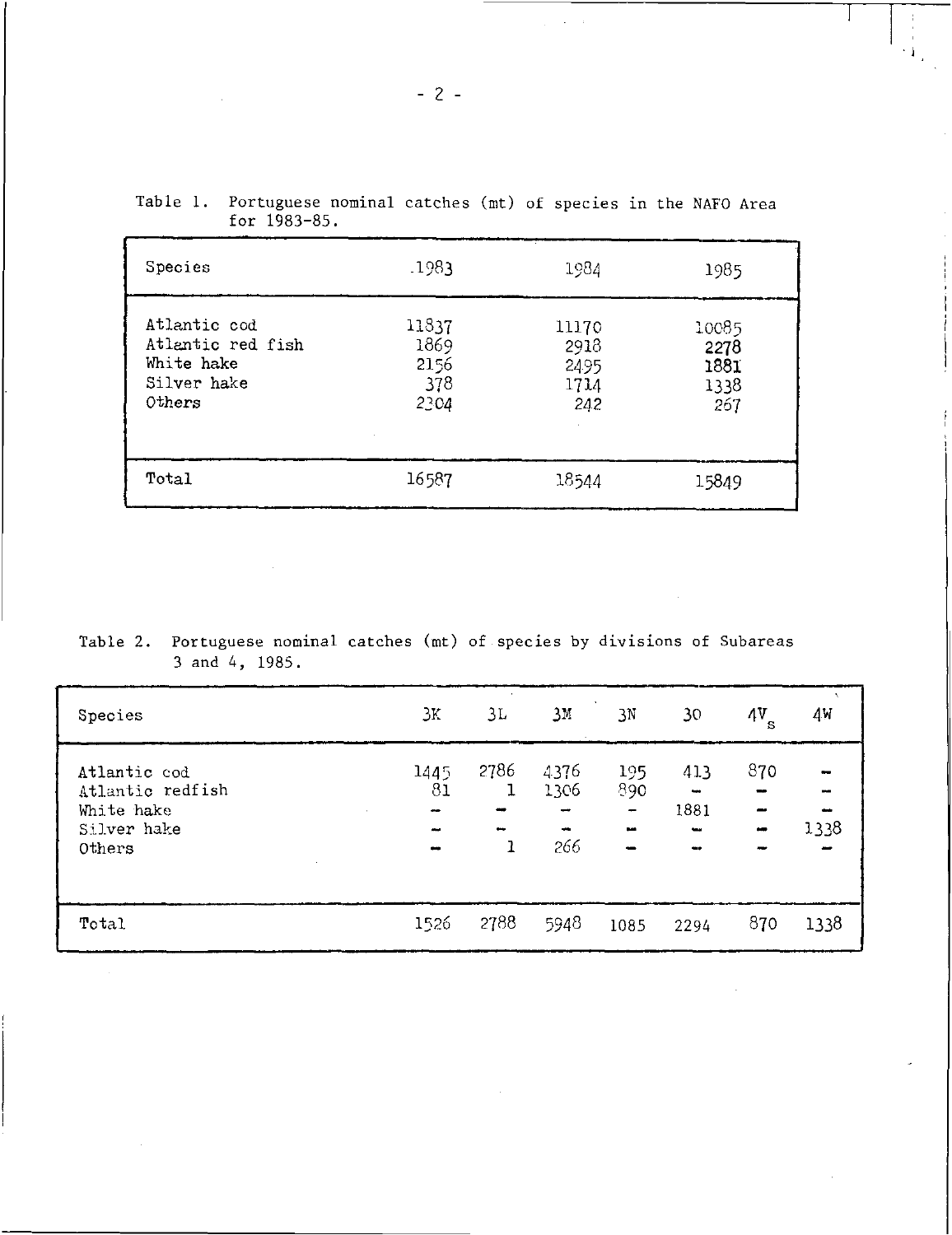Table 1. Portuguese nominal catches (mt) of species in the NAFO Area for 1983-85.

| Species | 1983 | 1984 | 1985 |
|---|---|---|---|
| Atlantic cod | 11837 | 11170 | 10085 |
| Atlantic red fish | 1869 | 2918 | 2278 |
| White hake | 2156 | 2495 | 1881 |
| Silver hake | 378 | 1714 | 1338 |
| Others | 2304 | 242 | 267 |
| Total | 16587 | 18544 | 15849 |

Table 2. Portuguese nominal catches (mt) of species by divisions of Subareas 3 and 4, 1985.

| Species | 3K | 3L | 3M | 3N | 3O | $4V_s$ | 4W |
|---|---|---|---|---|---|---|---|
| Atlantic cod | 1445 | 2786 | 4376 | 195 | 413 | 870 | - |
| Atlantic redfish | 81 | 1 | 1306 | 890 | - | - | - |
| White hake | - | - | - | - | 1881 | - | - |
| Silver hake | - | - | - | - | - | - | 1338 |
| Others | - | 1 | 266 | - | - | - | - |
| Total | 1526 | 2788 | 5948 | 1085 | 2294 | 870 | 1338 |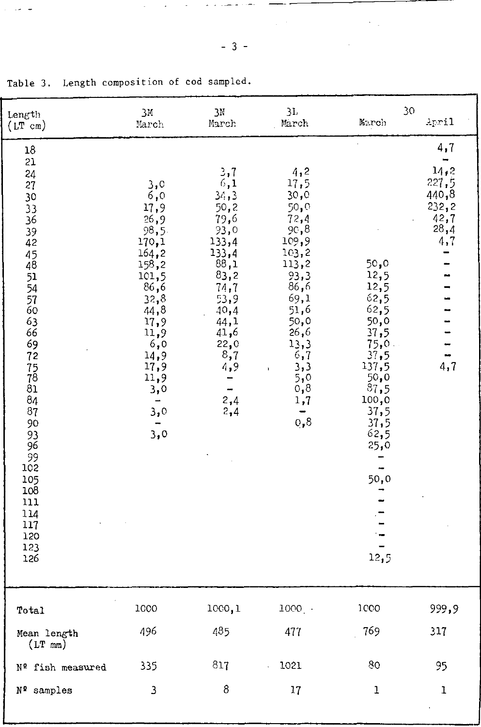Table 3. Length composition of cod sampled.

| Length (LT cm) | 3M March | 3N March | 3L March | 30 March | 30 April |
|---|---|---|---|---|---|
| 18 | | | | | 4,7 |
| 21 | | | | | - |
| 24 | | 3,7 | 4,2 | | 14,2 |
| 27 | 3,0 | 6,1 | 17,5 | | 227,5 |
| 30 | 6,0 | 34,3 | 30,0 | | 440,8 |
| 33 | 17,9 | 50,2 | 50,0 | | 232,2 |
| 36 | 26,9 | 79,6 | 72,4 | | 42,7 |
| 39 | 98,5 | 93,0 | 90,8 | | 28,4 |
| 42 | 170,1 | 133,4 | 109,9 | | 4,7 |
| 45 | 164,2 | 133,4 | 103,2 | | - |
| 48 | 158,2 | 88,1 | 113,2 | 50,0 | - |
| 51 | 101,5 | 83,2 | 93,3 | 12,5 | - |
| 54 | 86,6 | 74,7 | 86,6 | 12,5 | - |
| 57 | 32,8 | 53,9 | 69,1 | 62,5 | - |
| 60 | 44,8 | 40,4 | 51,6 | 62,5 | - |
| 63 | 17,9 | 44,1 | 50,0 | 50,0 | - |
| 66 | 11,9 | 41,6 | 26,6 | 37,5 | - |
| 69 | 6,0 | 22,0 | 13,3 | 75,0 | - |
| 72 | 14,9 | 8,7 | 6,7 | 37,5 | - |
| 75 | 17,9 | 4,9 | 3,3 | 137,5 | 4,7 |
| 78 | 11,9 | - | 5,0 | 50,0 | |
| 81 | 3,0 | - | 0,8 | 87,5 | |
| 84 | - | 2,4 | 1,7 | 100,0 | |
| 87 | 3,0 | 2,4 | - | 37,5 | |
| 90 | - | | 0,8 | 37,5 | |
| 93 | 3,0 | | | 62,5 | |
| 96 | | | | 25,0 | |
| 99 | | | | - | |
| 102 | | | | - | |
| 105 | | | | 50,0 | |
| 108 | | | | - | |
| 111 | | | | - | |
| 114 | | | | - | |
| 117 | | | | - | |
| 120 | | | | - | |
| 123 | | | | - | |
| 126 | | | | 12,5 | |
| Total | 1000 | 1000,1 | 1000 | 1000 | 999,9 |
| Mean length (LT mm) | 496 | 485 | 477 | 769 | 317 |
| Nº fish measured | 335 | 817 | 1021 | 80 | 95 |
| Nº samples | 3 | 8 | 17 | 1 | 1 |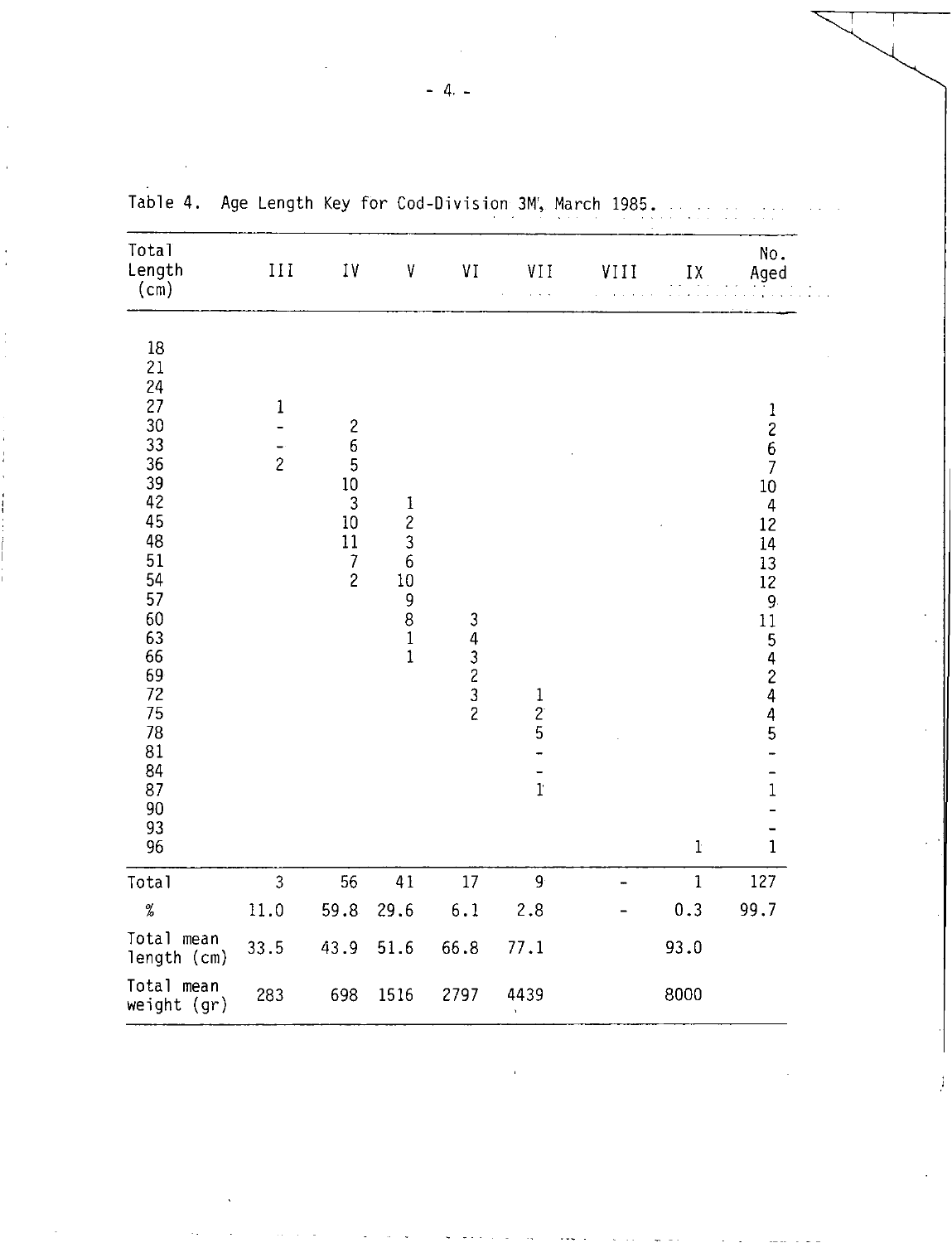Table 4. Age Length Key for Cod-Division 3M, March 1985.

| Total Length (cm) | III | IV | V | VI | VII | VIII | IX | No. Aged |
|---|---|---|---|---|---|---|---|---|
| 18 | | | | | | | | |
| 21 | | | | | | | | |
| 24 | | | | | | | | |
| 27 | 1 | | | | | | | 1 |
| 30 | - | 2 | | | | | | 2 |
| 33 | - | 6 | | | | | | 6 |
| 36 | 2 | 5 | | | | | | 7 |
| 39 | | 10 | | | | | | 10 |
| 42 | | 3 | 1 | | | | | 4 |
| 45 | | 10 | 2 | | | | | 12 |
| 48 | | 11 | 3 | | | | | 14 |
| 51 | | 7 | 6 | | | | | 13 |
| 54 | | 2 | 10 | | | | | 12 |
| 57 | | | 9 | | | | | 9 |
| 60 | | | 8 | 3 | | | | 11 |
| 63 | | | 1 | 4 | | | | 5 |
| 66 | | | 1 | 3 | | | | 4 |
| 69 | | | | 2 | | | | 2 |
| 72 | | | | 3 | 1 | | | 4 |
| 75 | | | | 2 | 2 | | | 4 |
| 78 | | | | | 5 | | | 5 |
| 81 | | | | | - | | | - |
| 84 | | | | | - | | | - |
| 87 | | | | | 1 | | | 1 |
| 90 | | | | | | | | - |
| 93 | | | | | | | | - |
| 96 | | | | | | | 1 | 1 |
| Total | 3 | 56 | 41 | 17 | 9 | - | 1 | 127 |
| % | 11.0 | 59.8 | 29.6 | 6.1 | 2.8 | - | 0.3 | 99.7 |
| Total mean length (cm) | 33.5 | 43.9 | 51.6 | 66.8 | 77.1 | | 93.0 | |
| Total mean weight (gr) | 283 | 698 | 1516 | 2797 | 4439 | | 8000 | |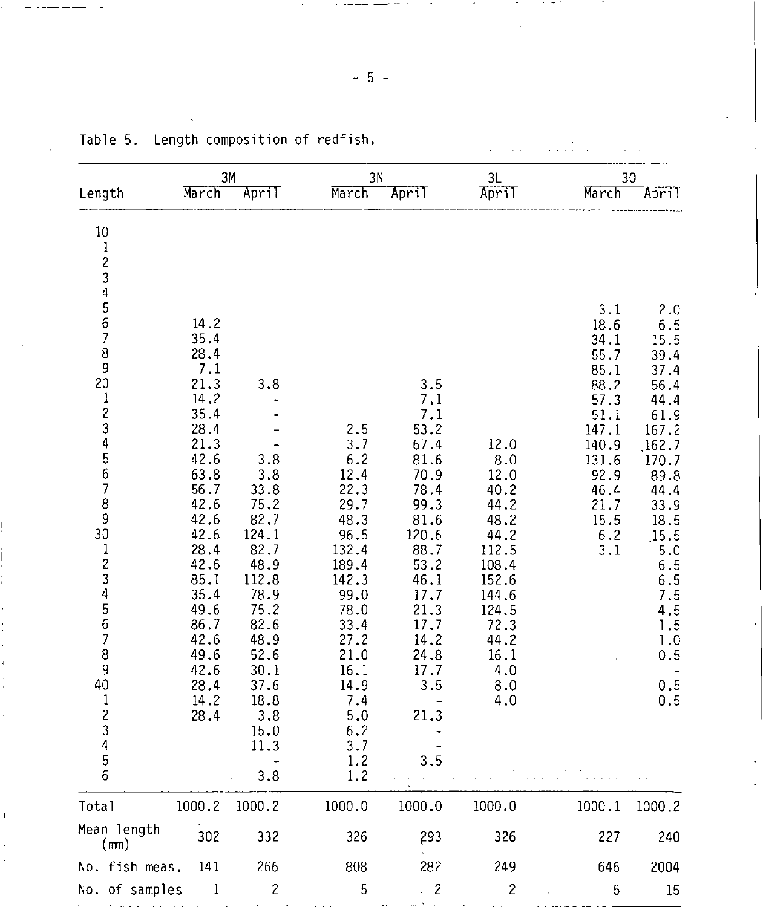Table 5. Length composition of redfish.

| Length | 3M | | 3N | | 3L | 3O | |
|---|---|---|---|---|---|---|---|
| | March | April | March | April | April | March | April |
| 10 | | | | | | | |
| 1 | | | | | | | |
| 2 | | | | | | | |
| 3 | | | | | | | |
| 4 | | | | | | | |
| 5 | | | | | | 3.1 | 2.0 |
| 6 | 14.2 | | | | | 18.6 | 6.5 |
| 7 | 35.4 | | | | | 34.1 | 15.5 |
| 8 | 28.4 | | | | | 55.7 | 39.4 |
| 9 | 7.1 | | | | | 85.1 | 37.4 |
| 20 | 21.3 | 3.8 | | 3.5 | | 88.2 | 56.4 |
| 1 | 14.2 | - | | 7.1 | | 57.3 | 44.4 |
| 2 | 35.4 | - | | 7.1 | | 51.1 | 61.9 |
| 3 | 28.4 | - | 2.5 | 53.2 | | 147.1 | 167.2 |
| 4 | 21.3 | - | 3.7 | 67.4 | 12.0 | 140.9 | 162.7 |
| 5 | 42.6 | 3.8 | 6.2 | 81.6 | 8.0 | 131.6 | 170.7 |
| 6 | 63.8 | 3.8 | 12.4 | 70.9 | 12.0 | 92.9 | 89.8 |
| 7 | 56.7 | 33.8 | 22.3 | 78.4 | 40.2 | 46.4 | 44.4 |
| 8 | 42.6 | 75.2 | 29.7 | 99.3 | 44.2 | 21.7 | 33.9 |
| 9 | 42.6 | 82.7 | 48.3 | 81.6 | 48.2 | 15.5 | 18.5 |
| 30 | 42.6 | 124.1 | 96.5 | 120.6 | 44.2 | 6.2 | 15.5 |
| 1 | 28.4 | 82.7 | 132.4 | 88.7 | 112.5 | 3.1 | 5.0 |
| 2 | 42.6 | 48.9 | 189.4 | 53.2 | 108.4 | | 6.5 |
| 3 | 85.1 | 112.8 | 142.3 | 46.1 | 152.6 | | 6.5 |
| 4 | 35.4 | 78.9 | 99.0 | 17.7 | 144.6 | | 7.5 |
| 5 | 49.6 | 75.2 | 78.0 | 21.3 | 124.5 | | 4.5 |
| 6 | 86.7 | 82.6 | 33.4 | 17.7 | 72.3 | | 1.5 |
| 7 | 42.6 | 48.9 | 27.2 | 14.2 | 44.2 | | 1.0 |
| 8 | 49.6 | 52.6 | 21.0 | 24.8 | 16.1 | | 0.5 |
| 9 | 42.6 | 30.1 | 16.1 | 17.7 | 4.0 | | - |
| 40 | 28.4 | 37.6 | 14.9 | 3.5 | 8.0 | | 0.5 |
| 1 | 14.2 | 18.8 | 7.4 | - | 4.0 | | 0.5 |
| 2 | 28.4 | 3.8 | 5.0 | 21.3 | | | |
| 3 | | 15.0 | 6.2 | - | | | |
| 4 | | 11.3 | 3.7 | - | | | |
| 5 | | - | 1.2 | 3.5 | | | |
| 6 | | 3.8 | 1.2 | | | | |
| Total | 1000.2 | 1000.2 | 1000.0 | 1000.0 | 1000.0 | 1000.1 | 1000.2 |
| Mean length (mm) | 302 | 332 | 326 | 293 | 326 | 227 | 240 |
| No. fish meas. | 141 | 266 | 808 | 282 | 249 | 646 | 2004 |
| No. of samples | 1 | 2 | 5 | 2 | 2 | 5 | 15 |